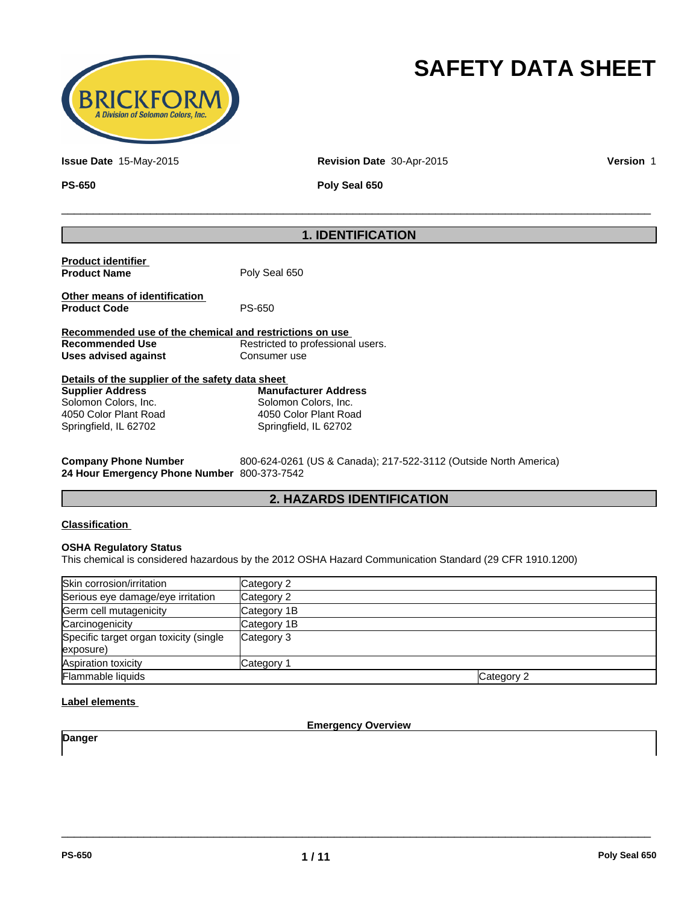# SAFETY DATA SHEET

**Issue Date** 15-May-2015 **Revision Date** 30-Apr-2015 **Version** 1

**PS-650** **Poly Seal 650**

## 1. IDENTIFICATION

**Product identifier**

**Product Name** Poly Seal 650

**Other means of identification**

**Product Code** PS-650

**Recommended use of the chemical and restrictions on use**

**Recommended Use** Restricted to professional users.

**Uses advised against** Consumer use

**Details of the supplier of the safety data sheet**

**Supplier Address**
Solomon Colors, Inc.
4050 Color Plant Road
Springfield, IL 62702

**Manufacturer Address**
Solomon Colors, Inc.
4050 Color Plant Road
Springfield, IL 62702

**Company Phone Number** 800-624-0261 (US & Canada); 217-522-3112 (Outside North America)

**24 Hour Emergency Phone Number** 800-373-7542

## 2. HAZARDS IDENTIFICATION

**Classification**

**OSHA Regulatory Status**

This chemical is considered hazardous by the 2012 OSHA Hazard Communication Standard (29 CFR 1910.1200)

| Hazard | Category |
|---|---|
| Skin corrosion/irritation | Category 2 |
| Serious eye damage/eye irritation | Category 2 |
| Germ cell mutagenicity | Category 1B |
| Carcinogenicity | Category 1B |
| Specific target organ toxicity (single exposure) | Category 3 |
| Aspiration toxicity | Category 1 |
| Flammable liquids | Category 2 |

**Label elements**

**Emergency Overview**

**Danger**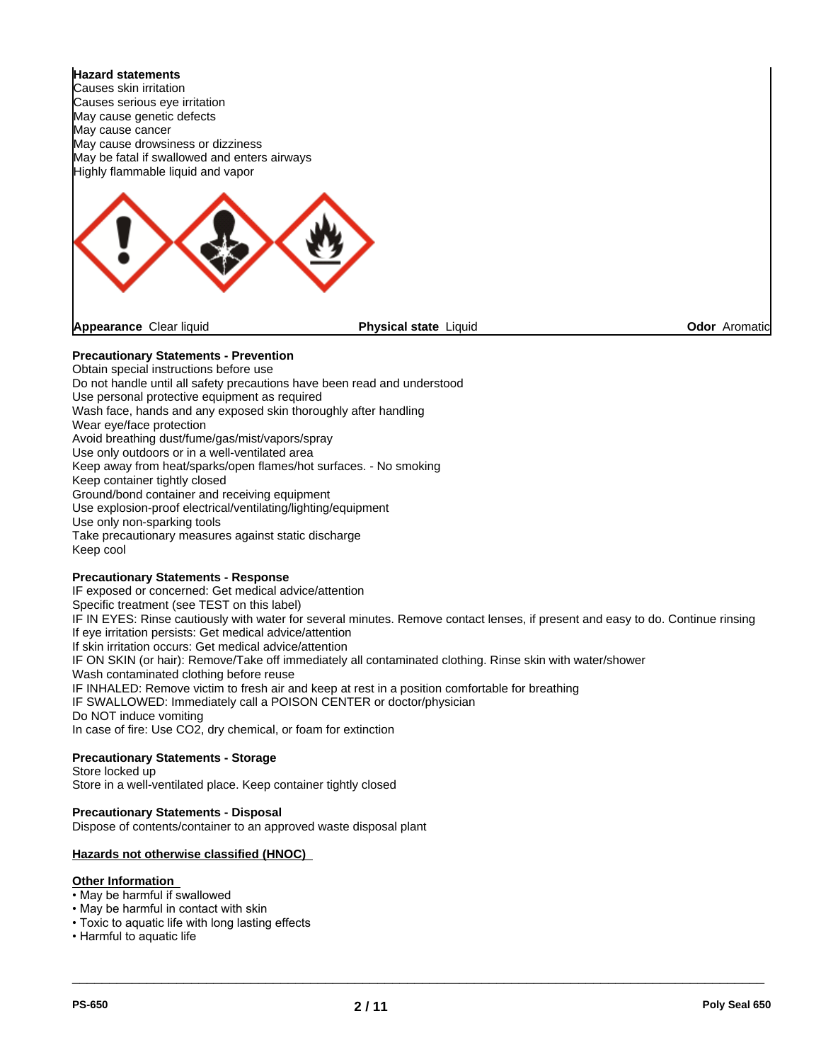**Hazard statements**
Causes skin irritation
Causes serious eye irritation
May cause genetic defects
May cause cancer
May cause drowsiness or dizziness
May be fatal if swallowed and enters airways
Highly flammable liquid and vapor

**Appearance** Clear liquid **Physical state** Liquid **Odor** Aromatic

**Precautionary Statements - Prevention**
Obtain special instructions before use
Do not handle until all safety precautions have been read and understood
Use personal protective equipment as required
Wash face, hands and any exposed skin thoroughly after handling
Wear eye/face protection
Avoid breathing dust/fume/gas/mist/vapors/spray
Use only outdoors or in a well-ventilated area
Keep away from heat/sparks/open flames/hot surfaces. - No smoking
Keep container tightly closed
Ground/bond container and receiving equipment
Use explosion-proof electrical/ventilating/lighting/equipment
Use only non-sparking tools
Take precautionary measures against static discharge
Keep cool

**Precautionary Statements - Response**
IF exposed or concerned: Get medical advice/attention
Specific treatment (see TEST on this label)
IF IN EYES: Rinse cautiously with water for several minutes. Remove contact lenses, if present and easy to do. Continue rinsing
If eye irritation persists: Get medical advice/attention
If skin irritation occurs: Get medical advice/attention
IF ON SKIN (or hair): Remove/Take off immediately all contaminated clothing. Rinse skin with water/shower
Wash contaminated clothing before reuse
IF INHALED: Remove victim to fresh air and keep at rest in a position comfortable for breathing
IF SWALLOWED: Immediately call a POISON CENTER or doctor/physician
Do NOT induce vomiting
In case of fire: Use CO2, dry chemical, or foam for extinction

**Precautionary Statements - Storage**
Store locked up
Store in a well-ventilated place. Keep container tightly closed

**Precautionary Statements - Disposal**
Dispose of contents/container to an approved waste disposal plant

**Hazards not otherwise classified (HNOC)**

**Other Information**
- May be harmful if swallowed
- May be harmful in contact with skin
- Toxic to aquatic life with long lasting effects
- Harmful to aquatic life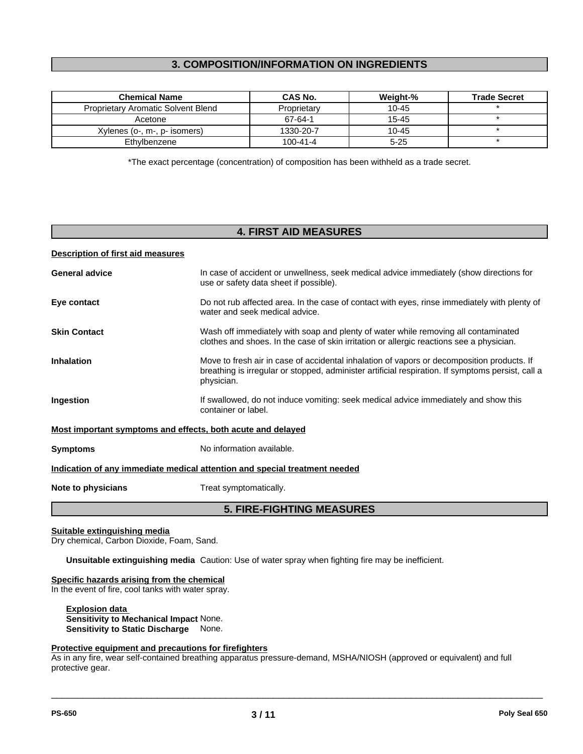## 3. COMPOSITION/INFORMATION ON INGREDIENTS

| Chemical Name | CAS No. | Weight-% | Trade Secret |
|---|---|---|---|
| Proprietary Aromatic Solvent Blend | Proprietary | 10-45 | * |
| Acetone | 67-64-1 | 15-45 | * |
| Xylenes (o-, m-, p- isomers) | 1330-20-7 | 10-45 | * |
| Ethylbenzene | 100-41-4 | 5-25 | * |

*The exact percentage (concentration) of composition has been withheld as a trade secret.

## 4. FIRST AID MEASURES

**Description of first aid measures**

**General advice** In case of accident or unwellness, seek medical advice immediately (show directions for use or safety data sheet if possible).

**Eye contact** Do not rub affected area. In the case of contact with eyes, rinse immediately with plenty of water and seek medical advice.

**Skin Contact** Wash off immediately with soap and plenty of water while removing all contaminated clothes and shoes. In the case of skin irritation or allergic reactions see a physician.

**Inhalation** Move to fresh air in case of accidental inhalation of vapors or decomposition products. If breathing is irregular or stopped, administer artificial respiration. If symptoms persist, call a physician.

**Ingestion** If swallowed, do not induce vomiting: seek medical advice immediately and show this container or label.

**Most important symptoms and effects, both acute and delayed**

**Symptoms** No information available.

**Indication of any immediate medical attention and special treatment needed**

**Note to physicians** Treat symptomatically.

## 5. FIRE-FIGHTING MEASURES

**Suitable extinguishing media**
Dry chemical, Carbon Dioxide, Foam, Sand.

**Unsuitable extinguishing media** Caution: Use of water spray when fighting fire may be inefficient.

**Specific hazards arising from the chemical**
In the event of fire, cool tanks with water spray.

**Explosion data**
**Sensitivity to Mechanical Impact** None.
**Sensitivity to Static Discharge** None.

**Protective equipment and precautions for firefighters**
As in any fire, wear self-contained breathing apparatus pressure-demand, MSHA/NIOSH (approved or equivalent) and full protective gear.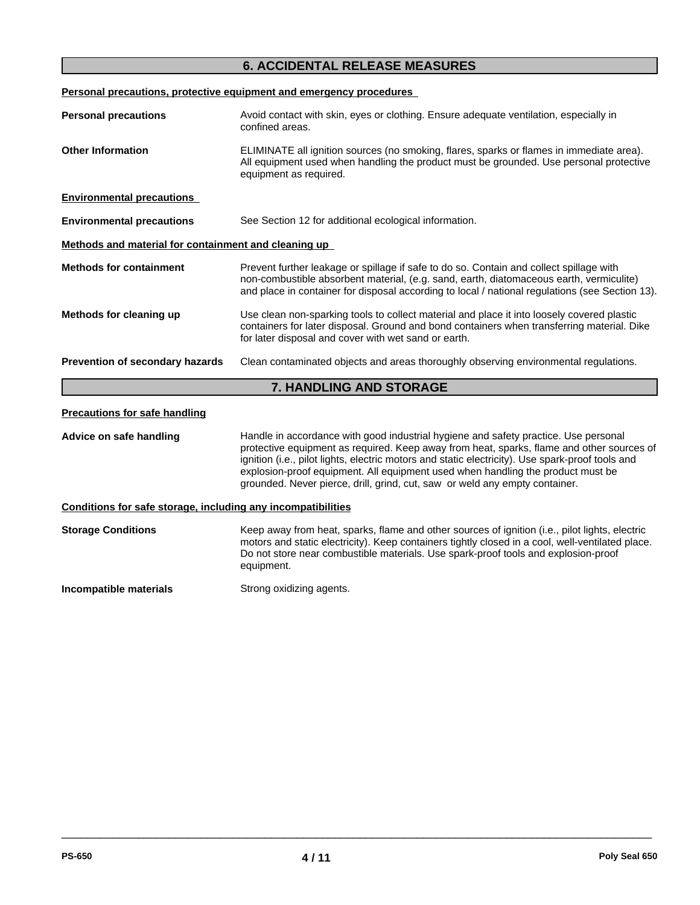## 6. ACCIDENTAL RELEASE MEASURES

### Personal precautions, protective equipment and emergency procedures

**Personal precautions** Avoid contact with skin, eyes or clothing. Ensure adequate ventilation, especially in confined areas.

**Other Information** ELIMINATE all ignition sources (no smoking, flares, sparks or flames in immediate area). All equipment used when handling the product must be grounded. Use personal protective equipment as required.

### Environmental precautions

**Environmental precautions** See Section 12 for additional ecological information.

### Methods and material for containment and cleaning up

**Methods for containment** Prevent further leakage or spillage if safe to do so. Contain and collect spillage with non-combustible absorbent material, (e.g. sand, earth, diatomaceous earth, vermiculite) and place in container for disposal according to local / national regulations (see Section 13).

**Methods for cleaning up** Use clean non-sparking tools to collect material and place it into loosely covered plastic containers for later disposal. Ground and bond containers when transferring material. Dike for later disposal and cover with wet sand or earth.

**Prevention of secondary hazards** Clean contaminated objects and areas thoroughly observing environmental regulations.

## 7. HANDLING AND STORAGE

### Precautions for safe handling

**Advice on safe handling** Handle in accordance with good industrial hygiene and safety practice. Use personal protective equipment as required. Keep away from heat, sparks, flame and other sources of ignition (i.e., pilot lights, electric motors and static electricity). Use spark-proof tools and explosion-proof equipment. All equipment used when handling the product must be grounded. Never pierce, drill, grind, cut, saw or weld any empty container.

### Conditions for safe storage, including any incompatibilities

**Storage Conditions** Keep away from heat, sparks, flame and other sources of ignition (i.e., pilot lights, electric motors and static electricity). Keep containers tightly closed in a cool, well-ventilated place. Do not store near combustible materials. Use spark-proof tools and explosion-proof equipment.

**Incompatible materials** Strong oxidizing agents.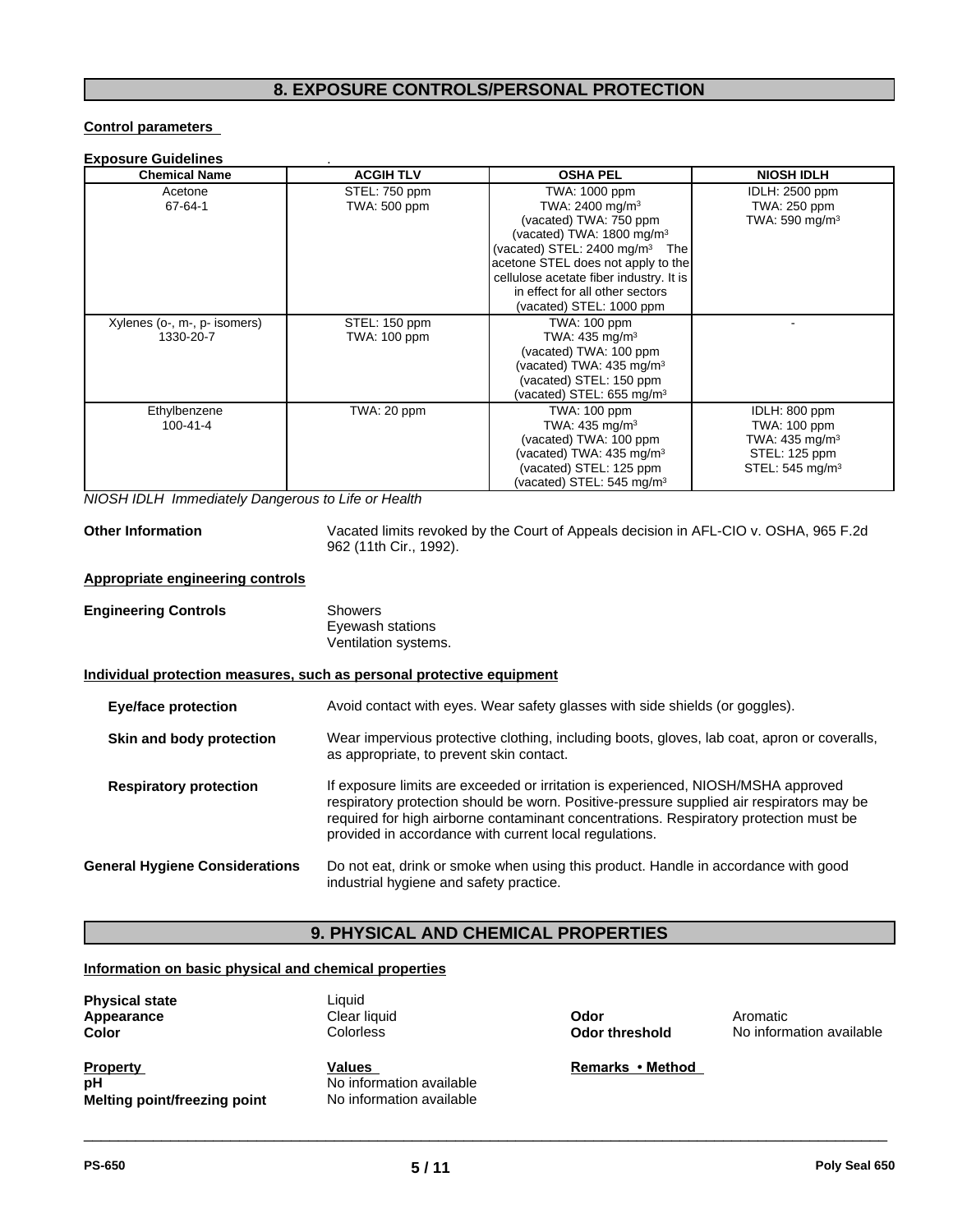## 8. EXPOSURE CONTROLS/PERSONAL PROTECTION

**Control parameters**

**Exposure Guidelines** .

| Chemical Name | ACGIH TLV | OSHA PEL | NIOSH IDLH |
|---|---|---|---|
| Acetone 67-64-1 | STEL: 750 ppm TWA: 500 ppm | TWA: 1000 ppm TWA: 2400 mg/m$^3$ (vacated) TWA: 750 ppm (vacated) TWA: 1800 mg/m$^3$ (vacated) STEL: 2400 mg/m$^3$ The acetone STEL does not apply to the cellulose acetate fiber industry. It is in effect for all other sectors (vacated) STEL: 1000 ppm | IDLH: 2500 ppm TWA: 250 ppm TWA: 590 mg/m$^3$ |
| Xylenes (o-, m-, p- isomers) 1330-20-7 | STEL: 150 ppm TWA: 100 ppm | TWA: 100 ppm TWA: 435 mg/m$^3$ (vacated) TWA: 100 ppm (vacated) TWA: 435 mg/m$^3$ (vacated) STEL: 150 ppm (vacated) STEL: 655 mg/m$^3$ | - |
| Ethylbenzene 100-41-4 | TWA: 20 ppm | TWA: 100 ppm TWA: 435 mg/m$^3$ (vacated) TWA: 100 ppm (vacated) TWA: 435 mg/m$^3$ (vacated) STEL: 125 ppm (vacated) STEL: 545 mg/m$^3$ | IDLH: 800 ppm TWA: 100 ppm TWA: 435 mg/m$^3$ STEL: 125 ppm STEL: 545 mg/m$^3$ |

*NIOSH IDLH Immediately Dangerous to Life or Health*

**Other Information** Vacated limits revoked by the Court of Appeals decision in AFL-CIO v. OSHA, 965 F.2d 962 (11th Cir., 1992).

**Appropriate engineering controls**

**Engineering Controls**
Showers
Eyewash stations
Ventilation systems.

**Individual protection measures, such as personal protective equipment**

**Eye/face protection** Avoid contact with eyes. Wear safety glasses with side shields (or goggles).

**Skin and body protection** Wear impervious protective clothing, including boots, gloves, lab coat, apron or coveralls, as appropriate, to prevent skin contact.

**Respiratory protection** If exposure limits are exceeded or irritation is experienced, NIOSH/MSHA approved respiratory protection should be worn. Positive-pressure supplied air respirators may be required for high airborne contaminant concentrations. Respiratory protection must be provided in accordance with current local regulations.

**General Hygiene Considerations** Do not eat, drink or smoke when using this product. Handle in accordance with good industrial hygiene and safety practice.

## 9. PHYSICAL AND CHEMICAL PROPERTIES

**Information on basic physical and chemical properties**

**Physical state** Liquid
**Appearance** Clear liquid
**Color** Colorless
**Odor** Aromatic
**Odor threshold** No information available

| Property | Values | Remarks • Method |
|---|---|---|
| **pH** | No information available | |
| **Melting point/freezing point** | No information available | |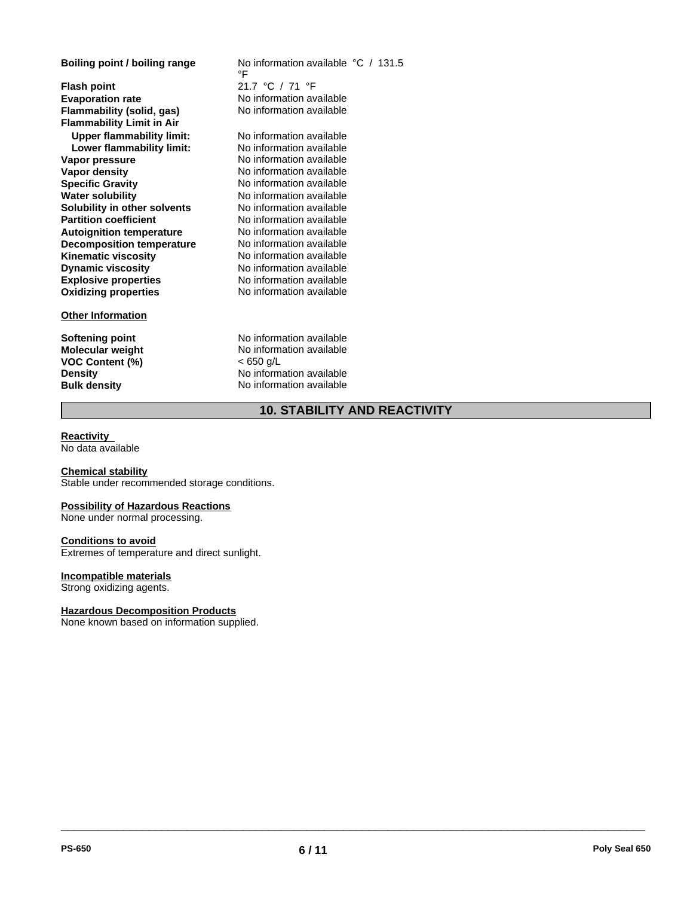| | |
|---|---|
| **Boiling point / boiling range** | No information available °C / 131.5 °F |
| **Flash point** | 21.7 °C / 71 °F |
| **Evaporation rate** | No information available |
| **Flammability (solid, gas)** | No information available |
| **Flammability Limit in Air** | |
| **Upper flammability limit:** | No information available |
| **Lower flammability limit:** | No information available |
| **Vapor pressure** | No information available |
| **Vapor density** | No information available |
| **Specific Gravity** | No information available |
| **Water solubility** | No information available |
| **Solubility in other solvents** | No information available |
| **Partition coefficient** | No information available |
| **Autoignition temperature** | No information available |
| **Decomposition temperature** | No information available |
| **Kinematic viscosity** | No information available |
| **Dynamic viscosity** | No information available |
| **Explosive properties** | No information available |
| **Oxidizing properties** | No information available |

**Other Information**

| | |
|---|---|
| **Softening point** | No information available |
| **Molecular weight** | No information available |
| **VOC Content (%)** | < 650 g/L |
| **Density** | No information available |
| **Bulk density** | No information available |

## 10. STABILITY AND REACTIVITY

**Reactivity**
No data available

**Chemical stability**
Stable under recommended storage conditions.

**Possibility of Hazardous Reactions**
None under normal processing.

**Conditions to avoid**
Extremes of temperature and direct sunlight.

**Incompatible materials**
Strong oxidizing agents.

**Hazardous Decomposition Products**
None known based on information supplied.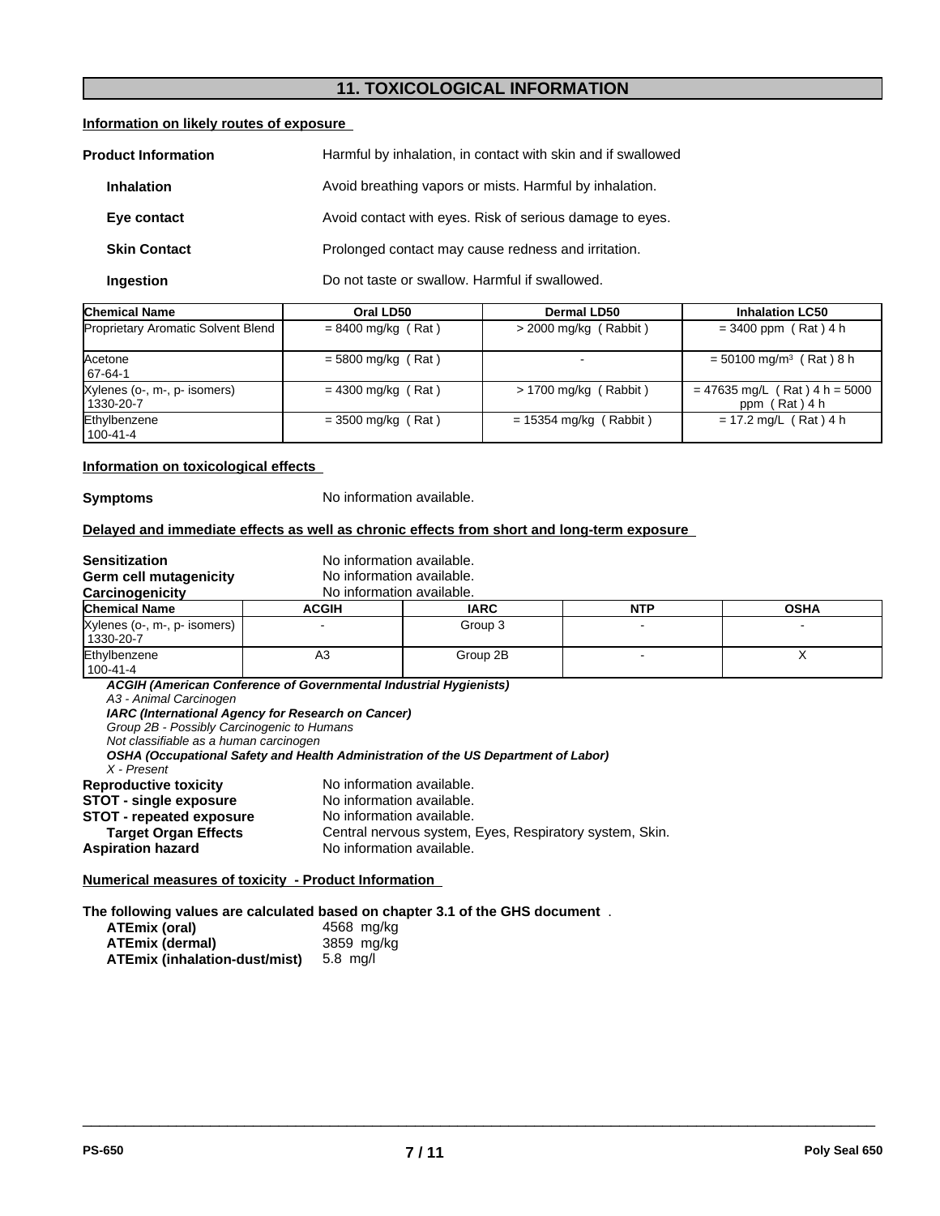## 11. TOXICOLOGICAL INFORMATION

**Information on likely routes of exposure**

**Product Information** Harmful by inhalation, in contact with skin and if swallowed

**Inhalation** Avoid breathing vapors or mists. Harmful by inhalation.

**Eye contact** Avoid contact with eyes. Risk of serious damage to eyes.

**Skin Contact** Prolonged contact may cause redness and irritation.

**Ingestion** Do not taste or swallow. Harmful if swallowed.

| Chemical Name | Oral LD50 | Dermal LD50 | Inhalation LC50 |
|---|---|---|---|
| Proprietary Aromatic Solvent Blend | = 8400 mg/kg ( Rat ) | > 2000 mg/kg ( Rabbit ) | = 3400 ppm ( Rat ) 4 h |
| Acetone 67-64-1 | = 5800 mg/kg ( Rat ) | - | = 50100 mg/m³ ( Rat ) 8 h |
| Xylenes (o-, m-, p- isomers) 1330-20-7 | = 4300 mg/kg ( Rat ) | > 1700 mg/kg ( Rabbit ) | = 47635 mg/L ( Rat ) 4 h = 5000 ppm ( Rat ) 4 h |
| Ethylbenzene 100-41-4 | = 3500 mg/kg ( Rat ) | = 15354 mg/kg ( Rabbit ) | = 17.2 mg/L ( Rat ) 4 h |

**Information on toxicological effects**

**Symptoms** No information available.

**Delayed and immediate effects as well as chronic effects from short and long-term exposure**

**Sensitization** No information available.
**Germ cell mutagenicity** No information available.
**Carcinogenicity** No information available.

| Chemical Name | ACGIH | IARC | NTP | OSHA |
|---|---|---|---|---|
| Xylenes (o-, m-, p- isomers) 1330-20-7 | - | Group 3 | - | - |
| Ethylbenzene 100-41-4 | A3 | Group 2B | - | X |

***ACGIH (American Conference of Governmental Industrial Hygienists)***
*A3 - Animal Carcinogen*
***IARC (International Agency for Research on Cancer)***
*Group 2B - Possibly Carcinogenic to Humans*
*Not classifiable as a human carcinogen*
***OSHA (Occupational Safety and Health Administration of the US Department of Labor)***
*X - Present*

**Reproductive toxicity** No information available.
**STOT - single exposure** No information available.
**STOT - repeated exposure** No information available.
**Target Organ Effects** Central nervous system, Eyes, Respiratory system, Skin.
**Aspiration hazard** No information available.

**Numerical measures of toxicity - Product Information**

**The following values are calculated based on chapter 3.1 of the GHS document** .

**ATEmix (oral)** 4568 mg/kg
**ATEmix (dermal)** 3859 mg/kg
**ATEmix (inhalation-dust/mist)** 5.8 mg/l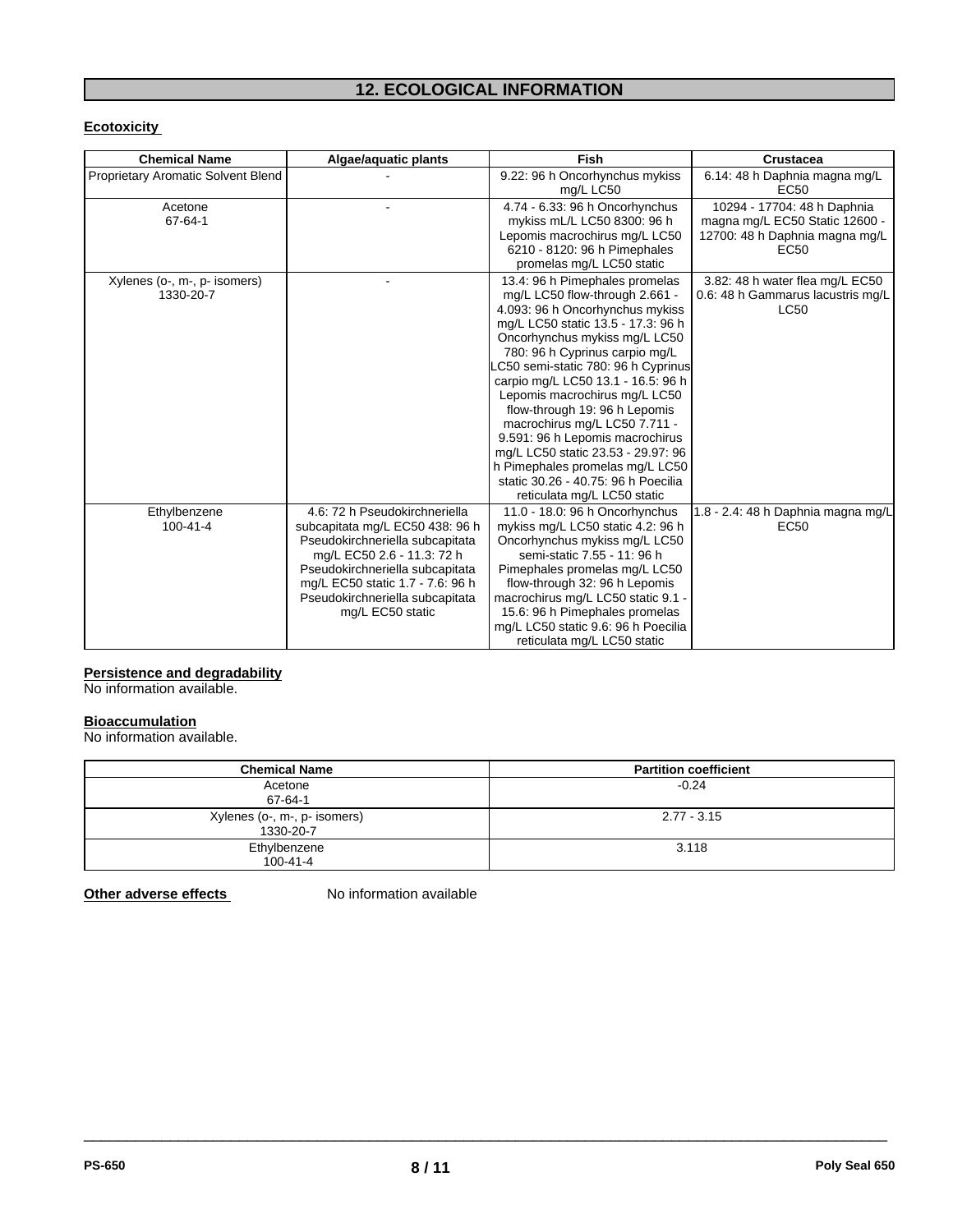## 12. ECOLOGICAL INFORMATION

### Ecotoxicity

| Chemical Name | Algae/aquatic plants | Fish | Crustacea |
|---|---|---|---|
| Proprietary Aromatic Solvent Blend | - | 9.22: 96 h Oncorhynchus mykiss mg/L LC50 | 6.14: 48 h Daphnia magna mg/L EC50 |
| Acetone 67-64-1 | - | 4.74 - 6.33: 96 h Oncorhynchus mykiss mL/L LC50 8300: 96 h Lepomis macrochirus mg/L LC50 6210 - 8120: 96 h Pimephales promelas mg/L LC50 static | 10294 - 17704: 48 h Daphnia magna mg/L EC50 Static 12600 - 12700: 48 h Daphnia magna mg/L EC50 |
| Xylenes (o-, m-, p- isomers) 1330-20-7 | - | 13.4: 96 h Pimephales promelas mg/L LC50 flow-through 2.661 - 4.093: 96 h Oncorhynchus mykiss mg/L LC50 static 13.5 - 17.3: 96 h Oncorhynchus mykiss mg/L LC50 780: 96 h Cyprinus carpio mg/L LC50 semi-static 780: 96 h Cyprinus carpio mg/L LC50 13.1 - 16.5: 96 h Lepomis macrochirus mg/L LC50 flow-through 19: 96 h Lepomis macrochirus mg/L LC50 7.711 - 9.591: 96 h Lepomis macrochirus mg/L LC50 static 23.53 - 29.97: 96 h Pimephales promelas mg/L LC50 static 30.26 - 40.75: 96 h Poecilia reticulata mg/L LC50 static | 3.82: 48 h water flea mg/L EC50 0.6: 48 h Gammarus lacustris mg/L LC50 |
| Ethylbenzene 100-41-4 | 4.6: 72 h Pseudokirchneriella subcapitata mg/L EC50 438: 96 h Pseudokirchneriella subcapitata mg/L EC50 2.6 - 11.3: 72 h Pseudokirchneriella subcapitata mg/L EC50 static 1.7 - 7.6: 96 h Pseudokirchneriella subcapitata mg/L EC50 static | 11.0 - 18.0: 96 h Oncorhynchus mykiss mg/L LC50 static 4.2: 96 h Oncorhynchus mykiss mg/L LC50 semi-static 7.55 - 11: 96 h Pimephales promelas mg/L LC50 flow-through 32: 96 h Lepomis macrochirus mg/L LC50 static 9.1 - 15.6: 96 h Pimephales promelas mg/L LC50 static 9.6: 96 h Poecilia reticulata mg/L LC50 static | 1.8 - 2.4: 48 h Daphnia magna mg/L EC50 |

### Persistence and degradability

No information available.

### Bioaccumulation

No information available.

| Chemical Name | Partition coefficient |
|---|---|
| Acetone 67-64-1 | -0.24 |
| Xylenes (o-, m-, p- isomers) 1330-20-7 | 2.77 - 3.15 |
| Ethylbenzene 100-41-4 | 3.118 |

**Other adverse effects** No information available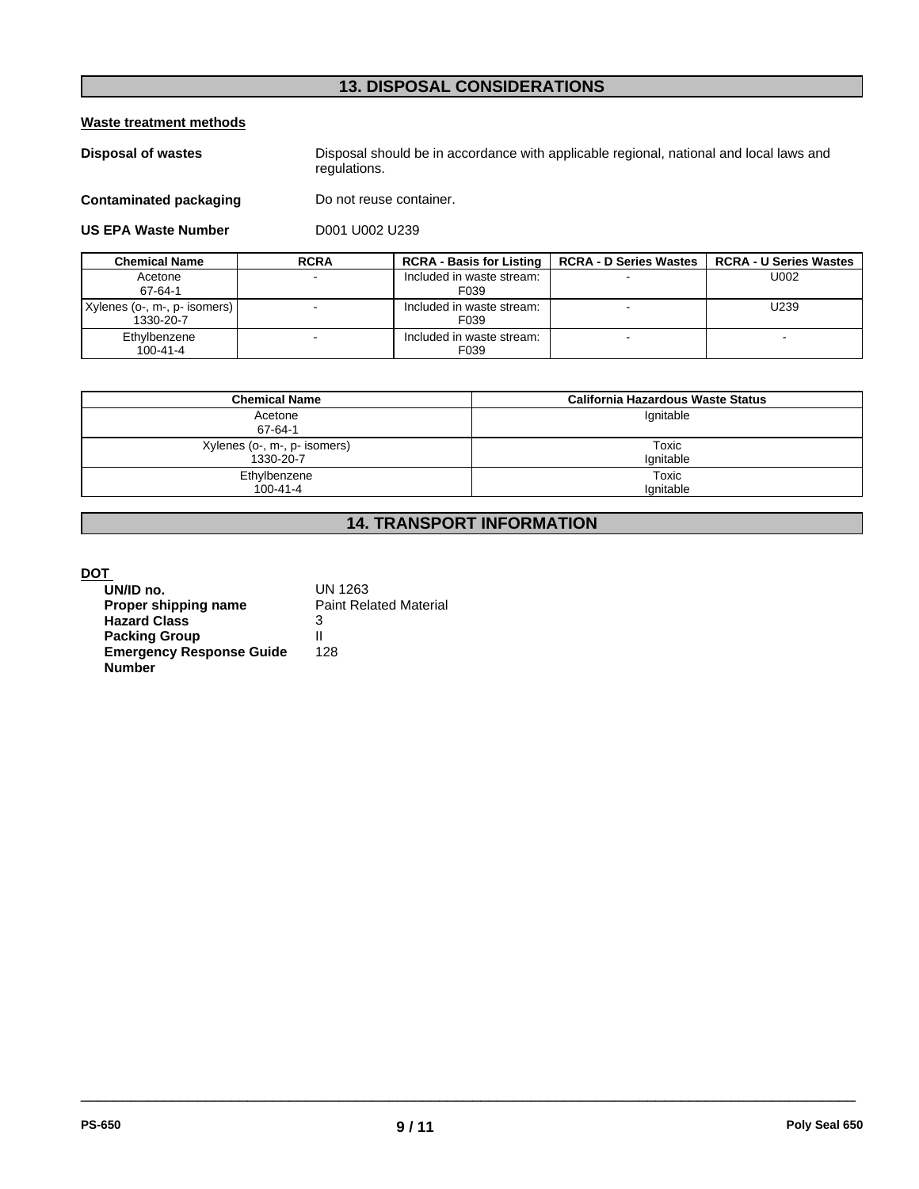## 13. DISPOSAL CONSIDERATIONS

### Waste treatment methods

**Disposal of wastes** Disposal should be in accordance with applicable regional, national and local laws and regulations.

**Contaminated packaging** Do not reuse container.

**US EPA Waste Number** D001 U002 U239

| Chemical Name | RCRA | RCRA - Basis for Listing | RCRA - D Series Wastes | RCRA - U Series Wastes |
|---|---|---|---|---|
| Acetone 67-64-1 | - | Included in waste stream: F039 | - | U002 |
| Xylenes (o-, m-, p- isomers) 1330-20-7 | - | Included in waste stream: F039 | - | U239 |
| Ethylbenzene 100-41-4 | - | Included in waste stream: F039 | - | - |

| Chemical Name | California Hazardous Waste Status |
|---|---|
| Acetone 67-64-1 | Ignitable |
| Xylenes (o-, m-, p- isomers) 1330-20-7 | Toxic Ignitable |
| Ethylbenzene 100-41-4 | Toxic Ignitable |

## 14. TRANSPORT INFORMATION

### DOT

**UN/ID no.** UN 1263
**Proper shipping name** Paint Related Material
**Hazard Class** 3
**Packing Group** II
**Emergency Response Guide Number** 128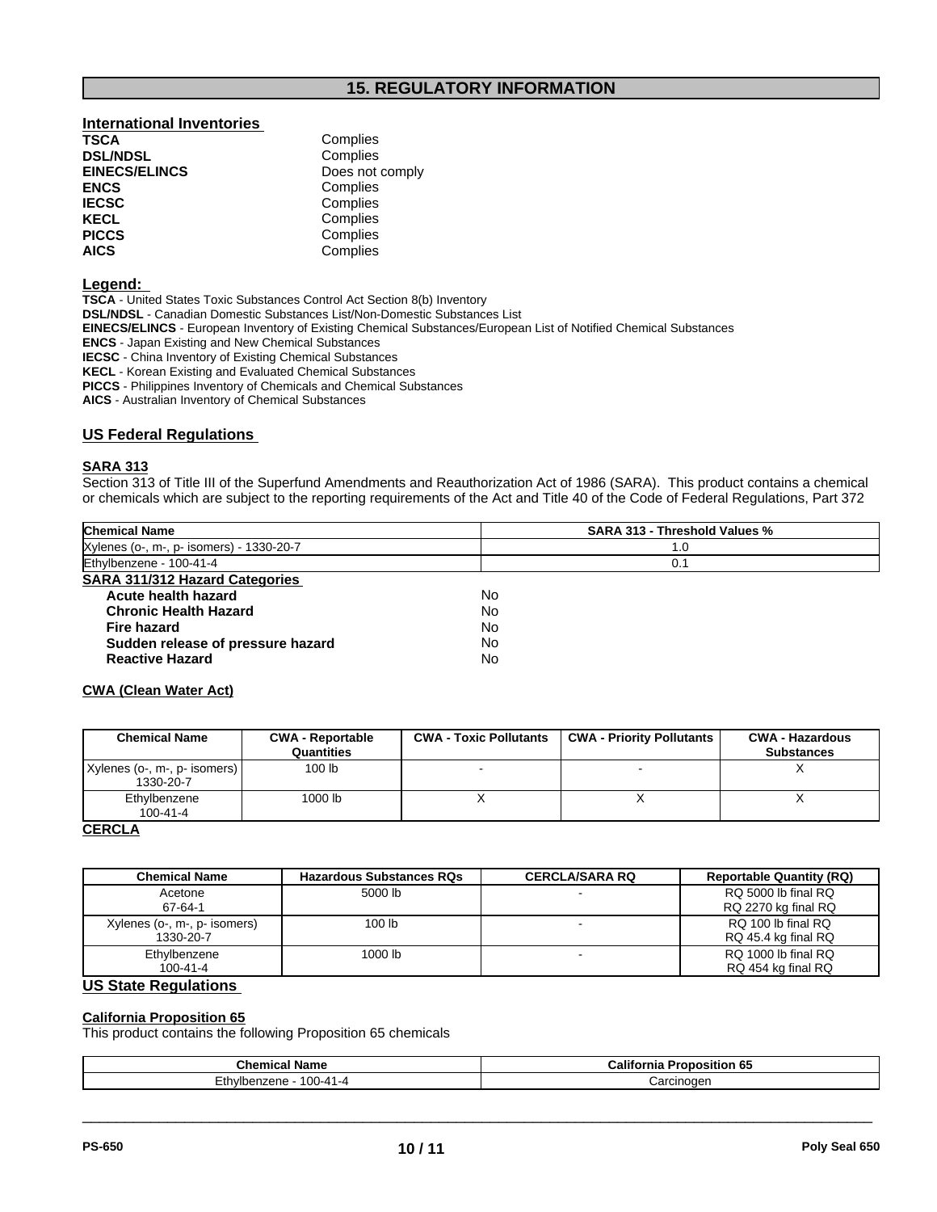## 15. REGULATORY INFORMATION

### International Inventories

| | |
|---|---|
| **TSCA** | Complies |
| **DSL/NDSL** | Complies |
| **EINECS/ELINCS** | Does not comply |
| **ENCS** | Complies |
| **IECSC** | Complies |
| **KECL** | Complies |
| **PICCS** | Complies |
| **AICS** | Complies |

### Legend:

**TSCA** - United States Toxic Substances Control Act Section 8(b) Inventory
**DSL/NDSL** - Canadian Domestic Substances List/Non-Domestic Substances List
**EINECS/ELINCS** - European Inventory of Existing Chemical Substances/European List of Notified Chemical Substances
**ENCS** - Japan Existing and New Chemical Substances
**IECSC** - China Inventory of Existing Chemical Substances
**KECL** - Korean Existing and Evaluated Chemical Substances
**PICCS** - Philippines Inventory of Chemicals and Chemical Substances
**AICS** - Australian Inventory of Chemical Substances

### US Federal Regulations

#### SARA 313

Section 313 of Title III of the Superfund Amendments and Reauthorization Act of 1986 (SARA). This product contains a chemical or chemicals which are subject to the reporting requirements of the Act and Title 40 of the Code of Federal Regulations, Part 372

| Chemical Name | SARA 313 - Threshold Values % |
|---|---|
| Xylenes (o-, m-, p- isomers) - 1330-20-7 | 1.0 |
| Ethylbenzene - 100-41-4 | 0.1 |

#### SARA 311/312 Hazard Categories

| | |
|---|---|
| **Acute health hazard** | No |
| **Chronic Health Hazard** | No |
| **Fire hazard** | No |
| **Sudden release of pressure hazard** | No |
| **Reactive Hazard** | No |

#### CWA (Clean Water Act)

| Chemical Name | CWA - Reportable Quantities | CWA - Toxic Pollutants | CWA - Priority Pollutants | CWA - Hazardous Substances |
|---|---|---|---|---|
| Xylenes (o-, m-, p- isomers) 1330-20-7 | 100 lb | - | - | X |
| Ethylbenzene 100-41-4 | 1000 lb | X | X | X |

#### CERCLA

| Chemical Name | Hazardous Substances RQs | CERCLA/SARA RQ | Reportable Quantity (RQ) |
|---|---|---|---|
| Acetone 67-64-1 | 5000 lb | - | RQ 5000 lb final RQ RQ 2270 kg final RQ |
| Xylenes (o-, m-, p- isomers) 1330-20-7 | 100 lb | - | RQ 100 lb final RQ RQ 45.4 kg final RQ |
| Ethylbenzene 100-41-4 | 1000 lb | - | RQ 1000 lb final RQ RQ 454 kg final RQ |

### US State Regulations

#### California Proposition 65

This product contains the following Proposition 65 chemicals

| Chemical Name | California Proposition 65 |
|---|---|
| Ethylbenzene - 100-41-4 | Carcinogen |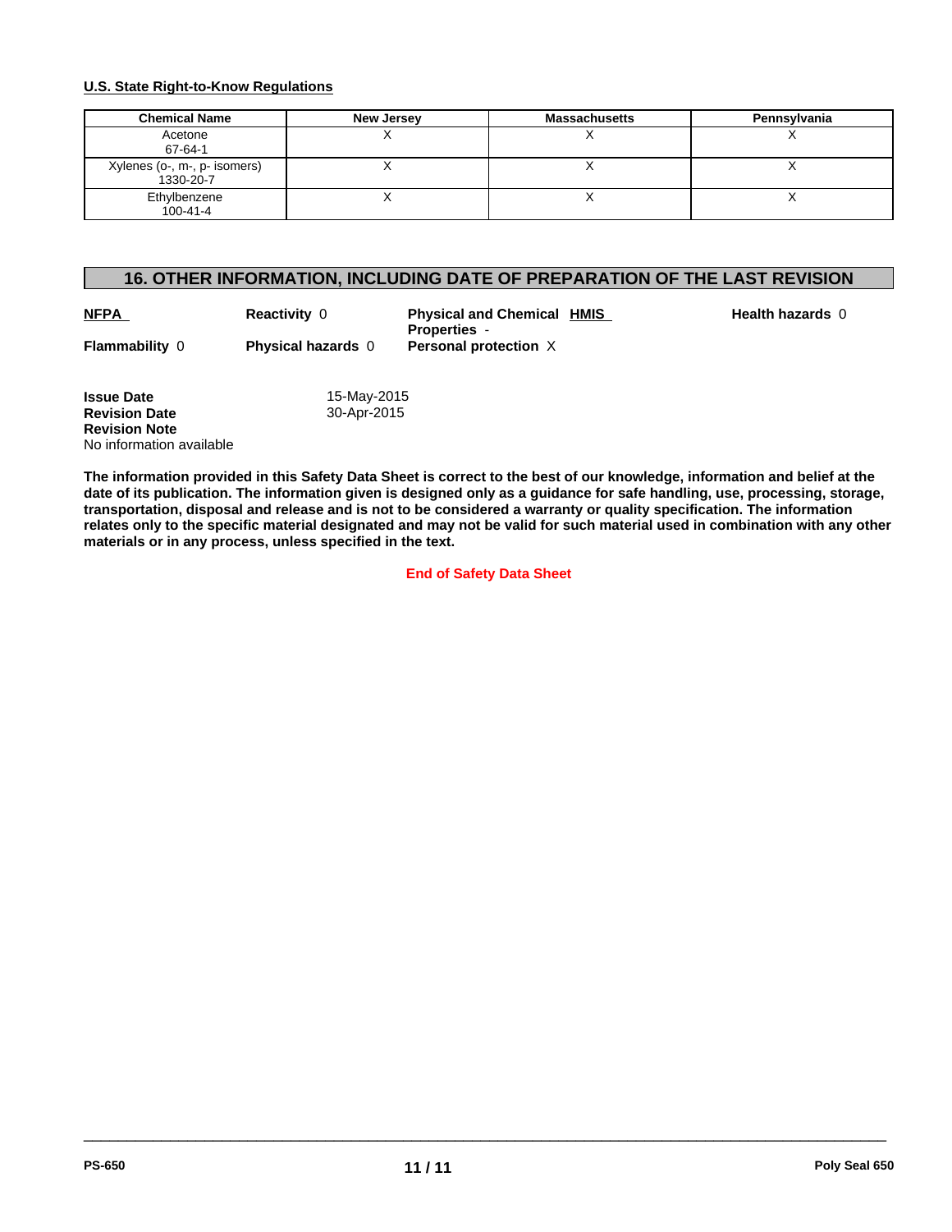**U.S. State Right-to-Know Regulations**

| Chemical Name | New Jersey | Massachusetts | Pennsylvania |
|---|---|---|---|
| Acetone<br>67-64-1 | X | X | X |
| Xylenes (o-, m-, p- isomers)<br>1330-20-7 | X | X | X |
| Ethylbenzene<br>100-41-4 | X | X | X |

## 16. OTHER INFORMATION, INCLUDING DATE OF PREPARATION OF THE LAST REVISION

**NFPA**

**Health hazards** 0
**Flammability** 0
**Reactivity** 0
**Physical and Chemical Properties** -

**HMIS**

**Health hazards** 0
**Flammability** 0
**Physical hazards** 0
**Personal protection** X

**Issue Date** 15-May-2015
**Revision Date** 30-Apr-2015
**Revision Note**
No information available

**The information provided in this Safety Data Sheet is correct to the best of our knowledge, information and belief at the date of its publication. The information given is designed only as a guidance for safe handling, use, processing, storage, transportation, disposal and release and is not to be considered a warranty or quality specification. The information relates only to the specific material designated and may not be valid for such material used in combination with any other materials or in any process, unless specified in the text.**

**End of Safety Data Sheet**